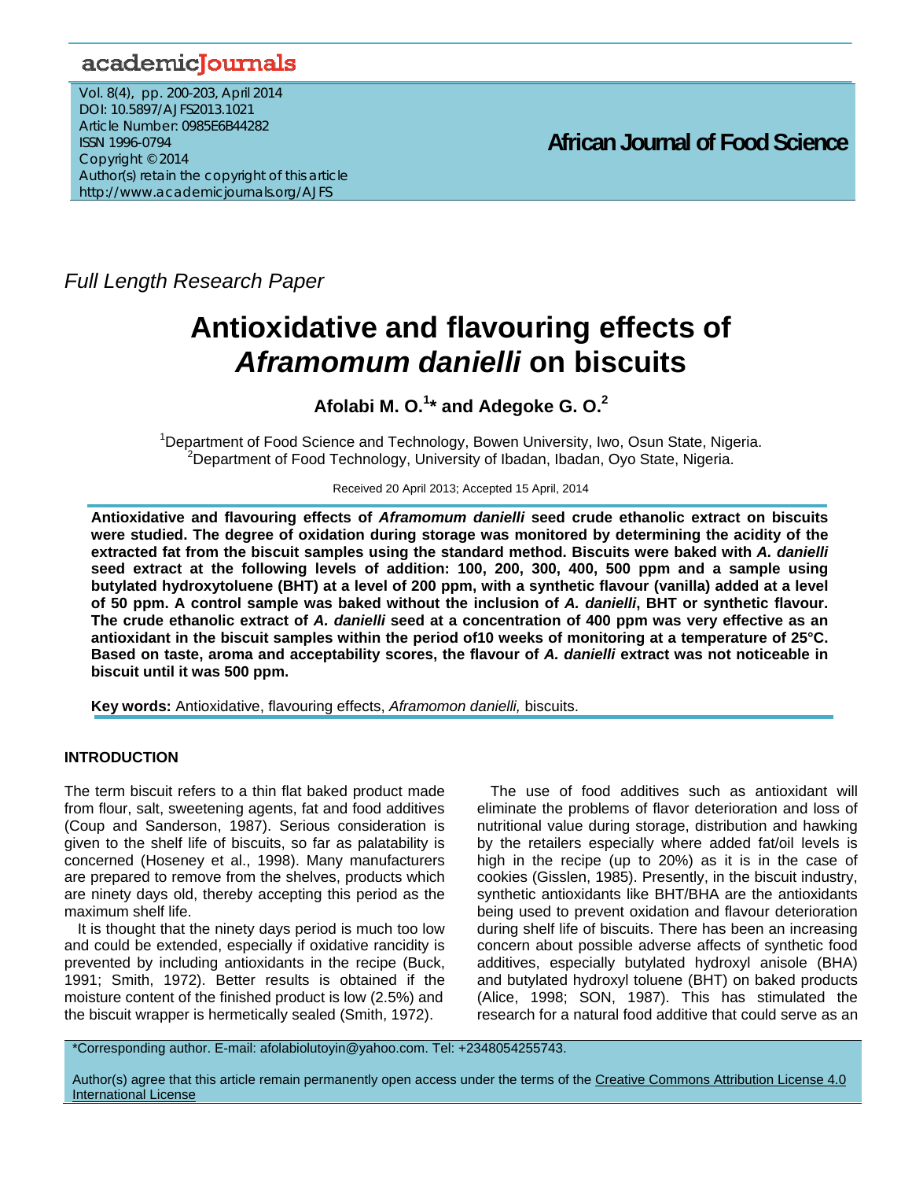*Full Length Research Paper*

# Antioxidative and flavouring effects of *Aframomum danielli* on biscuits

**Afolabi M. O.[1]\* and Adegoke G. O.[2]**

[1]Department of Food Science and Technology, Bowen University, Iwo, Osun State, Nigeria.
[2]Department of Food Technology, University of Ibadan, Ibadan, Oyo State, Nigeria.

Received 20 April 2013; Accepted 15 April, 2014

**Antioxidative and flavouring effects of *Aframomum danielli* seed crude ethanolic extract on biscuits were studied. The degree of oxidation during storage was monitored by determining the acidity of the extracted fat from the biscuit samples using the standard method. Biscuits were baked with *A. danielli* seed extract at the following levels of addition: 100, 200, 300, 400, 500 ppm and a sample using butylated hydroxytoluene (BHT) at a level of 200 ppm, with a synthetic flavour (vanilla) added at a level of 50 ppm. A control sample was baked without the inclusion of *A. danielli*, BHT or synthetic flavour. The crude ethanolic extract of *A. danielli* seed at a concentration of 400 ppm was very effective as an antioxidant in the biscuit samples within the period of10 weeks of monitoring at a temperature of 25°C. Based on taste, aroma and acceptability scores, the flavour of *A. danielli* extract was not noticeable in biscuit until it was 500 ppm.**

**Key words:** Antioxidative, flavouring effects, *Aframomon danielli,* biscuits.

## INTRODUCTION

The term biscuit refers to a thin flat baked product made from flour, salt, sweetening agents, fat and food additives (Coup and Sanderson, 1987). Serious consideration is given to the shelf life of biscuits, so far as palatability is concerned (Hoseney et al., 1998). Many manufacturers are prepared to remove from the shelves, products which are ninety days old, thereby accepting this period as the maximum shelf life.

It is thought that the ninety days period is much too low and could be extended, especially if oxidative rancidity is prevented by including antioxidants in the recipe (Buck, 1991; Smith, 1972). Better results is obtained if the moisture content of the finished product is low (2.5%) and the biscuit wrapper is hermetically sealed (Smith, 1972).

The use of food additives such as antioxidant will eliminate the problems of flavor deterioration and loss of nutritional value during storage, distribution and hawking by the retailers especially where added fat/oil levels is high in the recipe (up to 20%) as it is in the case of cookies (Gisslen, 1985). Presently, in the biscuit industry, synthetic antioxidants like BHT/BHA are the antioxidants being used to prevent oxidation and flavour deterioration during shelf life of biscuits. There has been an increasing concern about possible adverse affects of synthetic food additives, especially butylated hydroxyl anisole (BHA) and butylated hydroxyl toluene (BHT) on baked products (Alice, 1998; SON, 1987). This has stimulated the research for a natural food additive that could serve as an

\*Corresponding author. E-mail: afolabiolutoyin@yahoo.com. Tel: +2348054255743.

Author(s) agree that this article remain permanently open access under the terms of the Creative Commons Attribution License 4.0 International License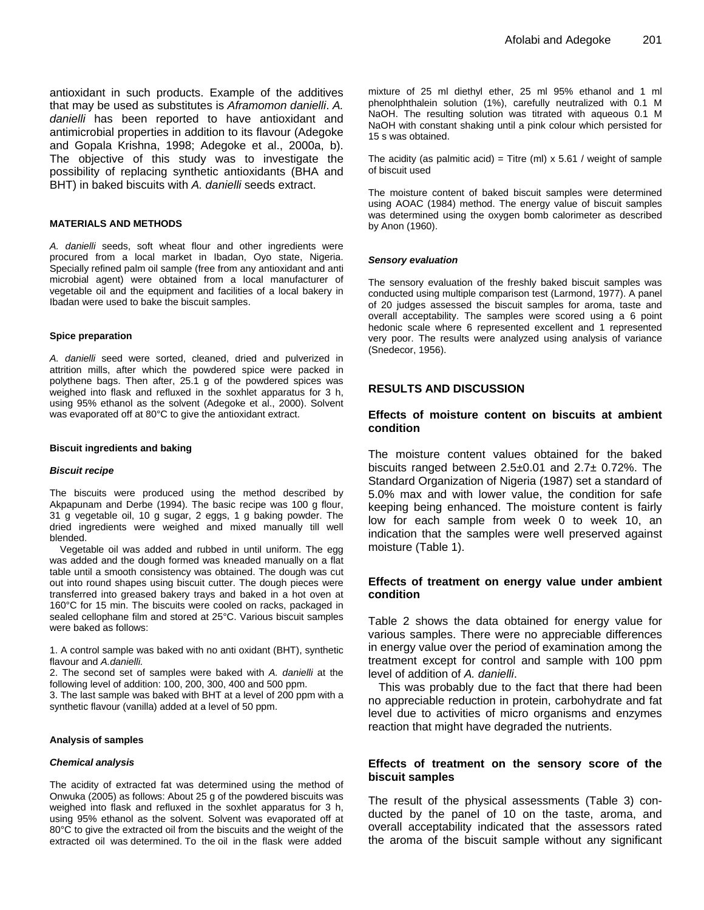antioxidant in such products. Example of the additives that may be used as substitutes is *Aframomon danielli*. *A. danielli* has been reported to have antioxidant and antimicrobial properties in addition to its flavour (Adegoke and Gopala Krishna, 1998; Adegoke et al., 2000a, b). The objective of this study was to investigate the possibility of replacing synthetic antioxidants (BHA and BHT) in baked biscuits with *A. danielli* seeds extract.

## MATERIALS AND METHODS

*A. danielli* seeds, soft wheat flour and other ingredients were procured from a local market in Ibadan, Oyo state, Nigeria. Specially refined palm oil sample (free from any antioxidant and anti microbial agent) were obtained from a local manufacturer of vegetable oil and the equipment and facilities of a local bakery in Ibadan were used to bake the biscuit samples.

### Spice preparation

*A. danielli* seed were sorted, cleaned, dried and pulverized in attrition mills, after which the powdered spice were packed in polythene bags. Then after, 25.1 g of the powdered spices was weighed into flask and refluxed in the soxhlet apparatus for 3 h, using 95% ethanol as the solvent (Adegoke et al., 2000). Solvent was evaporated off at 80°C to give the antioxidant extract.

### Biscuit ingredients and baking

#### *Biscuit recipe*

The biscuits were produced using the method described by Akpapunam and Derbe (1994). The basic recipe was 100 g flour, 31 g vegetable oil, 10 g sugar, 2 eggs, 1 g baking powder. The dried ingredients were weighed and mixed manually till well blended.

Vegetable oil was added and rubbed in until uniform. The egg was added and the dough formed was kneaded manually on a flat table until a smooth consistency was obtained. The dough was cut out into round shapes using biscuit cutter. The dough pieces were transferred into greased bakery trays and baked in a hot oven at 160°C for 15 min. The biscuits were cooled on racks, packaged in sealed cellophane film and stored at 25°C. Various biscuit samples were baked as follows:

1. A control sample was baked with no anti oxidant (BHT), synthetic flavour and *A.danielli.*
2. The second set of samples were baked with *A. danielli* at the following level of addition: 100, 200, 300, 400 and 500 ppm.
3. The last sample was baked with BHT at a level of 200 ppm with a synthetic flavour (vanilla) added at a level of 50 ppm.

### Analysis of samples

#### *Chemical analysis*

The acidity of extracted fat was determined using the method of Onwuka (2005) as follows: About 25 g of the powdered biscuits was weighed into flask and refluxed in the soxhlet apparatus for 3 h, using 95% ethanol as the solvent. Solvent was evaporated off at 80°C to give the extracted oil from the biscuits and the weight of the extracted oil was determined. To the oil in the flask were added mixture of 25 ml diethyl ether, 25 ml 95% ethanol and 1 ml phenolphthalein solution (1%), carefully neutralized with 0.1 M NaOH. The resulting solution was titrated with aqueous 0.1 M NaOH with constant shaking until a pink colour which persisted for 15 s was obtained.

The acidity (as palmitic acid) = Titre (ml) x 5.61 / weight of sample of biscuit used

The moisture content of baked biscuit samples were determined using AOAC (1984) method. The energy value of biscuit samples was determined using the oxygen bomb calorimeter as described by Anon (1960).

#### *Sensory evaluation*

The sensory evaluation of the freshly baked biscuit samples was conducted using multiple comparison test (Larmond, 1977). A panel of 20 judges assessed the biscuit samples for aroma, taste and overall acceptability. The samples were scored using a 6 point hedonic scale where 6 represented excellent and 1 represented very poor. The results were analyzed using analysis of variance (Snedecor, 1956).

## RESULTS AND DISCUSSION

### Effects of moisture content on biscuits at ambient condition

The moisture content values obtained for the baked biscuits ranged between 2.5±0.01 and 2.7± 0.72%. The Standard Organization of Nigeria (1987) set a standard of 5.0% max and with lower value, the condition for safe keeping being enhanced. The moisture content is fairly low for each sample from week 0 to week 10, an indication that the samples were well preserved against moisture (Table 1).

### Effects of treatment on energy value under ambient condition

Table 2 shows the data obtained for energy value for various samples. There were no appreciable differences in energy value over the period of examination among the treatment except for control and sample with 100 ppm level of addition of *A. danielli*.

This was probably due to the fact that there had been no appreciable reduction in protein, carbohydrate and fat level due to activities of micro organisms and enzymes reaction that might have degraded the nutrients.

### Effects of treatment on the sensory score of the biscuit samples

The result of the physical assessments (Table 3) conducted by the panel of 10 on the taste, aroma, and overall acceptability indicated that the assessors rated the aroma of the biscuit sample without any significant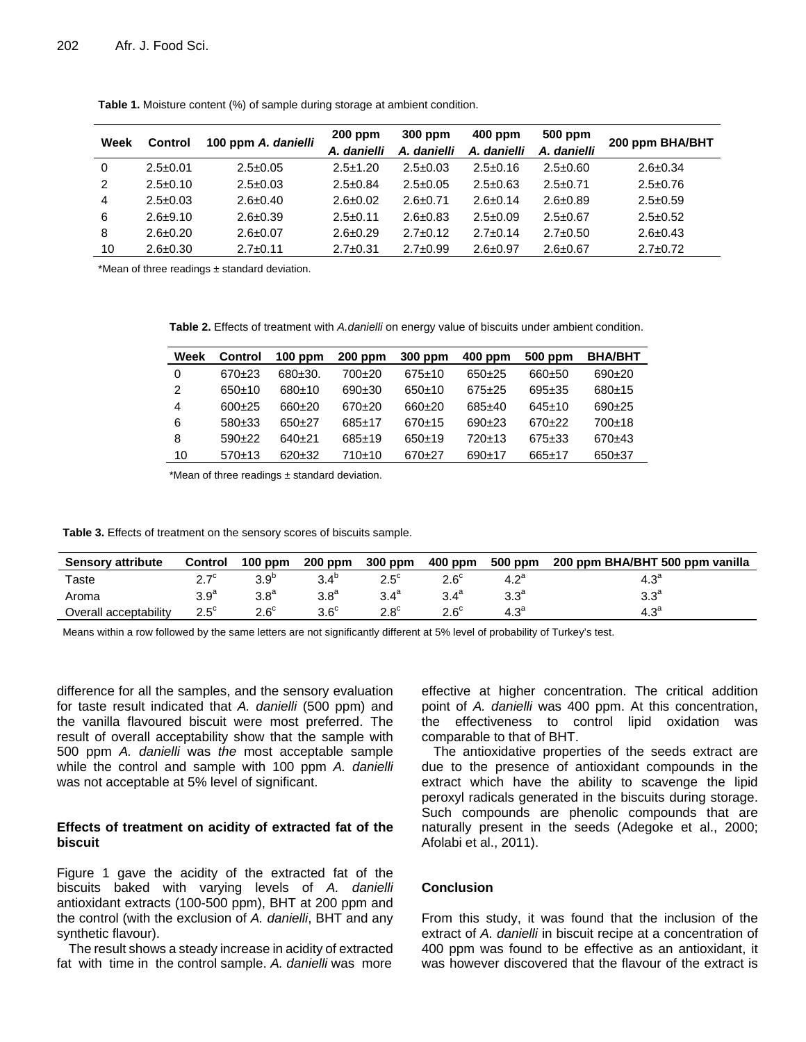**Table 1.** Moisture content (%) of sample during storage at ambient condition.

| Week | Control | 100 ppm *A. danielli* | 200 ppm *A. danielli* | 300 ppm *A. danielli* | 400 ppm *A. danielli* | 500 ppm *A. danielli* | 200 ppm BHA/BHT |
|---|---|---|---|---|---|---|---|
| 0 | 2.5±0.01 | 2.5±0.05 | 2.5±1.20 | 2.5±0.03 | 2.5±0.16 | 2.5±0.60 | 2.6±0.34 |
| 2 | 2.5±0.10 | 2.5±0.03 | 2.5±0.84 | 2.5±0.05 | 2.5±0.63 | 2.5±0.71 | 2.5±0.76 |
| 4 | 2.5±0.03 | 2.6±0.40 | 2.6±0.02 | 2.6±0.71 | 2.6±0.14 | 2.6±0.89 | 2.5±0.59 |
| 6 | 2.6±9.10 | 2.6±0.39 | 2.5±0.11 | 2.6±0.83 | 2.5±0.09 | 2.5±0.67 | 2.5±0.52 |
| 8 | 2.6±0.20 | 2.6±0.07 | 2.6±0.29 | 2.7±0.12 | 2.7±0.14 | 2.7±0.50 | 2.6±0.43 |
| 10 | 2.6±0.30 | 2.7±0.11 | 2.7±0.31 | 2.7±0.99 | 2.6±0.97 | 2.6±0.67 | 2.7±0.72 |

*Mean of three readings ± standard deviation.

**Table 2.** Effects of treatment with *A.danielli* on energy value of biscuits under ambient condition.

| Week | Control | 100 ppm | 200 ppm | 300 ppm | 400 ppm | 500 ppm | BHA/BHT |
|---|---|---|---|---|---|---|---|
| 0 | 670±23 | 680±30. | 700±20 | 675±10 | 650±25 | 660±50 | 690±20 |
| 2 | 650±10 | 680±10 | 690±30 | 650±10 | 675±25 | 695±35 | 680±15 |
| 4 | 600±25 | 660±20 | 670±20 | 660±20 | 685±40 | 645±10 | 690±25 |
| 6 | 580±33 | 650±27 | 685±17 | 670±15 | 690±23 | 670±22 | 700±18 |
| 8 | 590±22 | 640±21 | 685±19 | 650±19 | 720±13 | 675±33 | 670±43 |
| 10 | 570±13 | 620±32 | 710±10 | 670±27 | 690±17 | 665±17 | 650±37 |

*Mean of three readings ± standard deviation.

**Table 3.** Effects of treatment on the sensory scores of biscuits sample.

| Sensory attribute | Control | 100 ppm | 200 ppm | 300 ppm | 400 ppm | 500 ppm | 200 ppm BHA/BHT 500 ppm vanilla |
|---|---|---|---|---|---|---|---|
| Taste | $2.7^c$ | $3.9^b$ | $3.4^b$ | $2.5^c$ | $2.6^c$ | $4.2^a$ | $4.3^a$ |
| Aroma | $3.9^a$ | $3.8^a$ | $3.8^a$ | $3.4^a$ | $3.4^a$ | $3.3^a$ | $3.3^a$ |
| Overall acceptability | $2.5^c$ | $2.6^c$ | $3.6^c$ | $2.8^c$ | $2.6^c$ | $4.3^a$ | $4.3^a$ |

Means within a row followed by the same letters are not significantly different at 5% level of probability of Turkey's test.

difference for all the samples, and the sensory evaluation for taste result indicated that *A. danielli* (500 ppm) and the vanilla flavoured biscuit were most preferred. The result of overall acceptability show that the sample with 500 ppm *A. danielli* was *the* most acceptable sample while the control and sample with 100 ppm *A. danielli* was not acceptable at 5% level of significant.

### Effects of treatment on acidity of extracted fat of the biscuit

Figure 1 gave the acidity of the extracted fat of the biscuits baked with varying levels of *A. danielli* antioxidant extracts (100-500 ppm), BHT at 200 ppm and the control (with the exclusion of *A. danielli*, BHT and any synthetic flavour).

The result shows a steady increase in acidity of extracted fat with time in the control sample. *A. danielli* was more effective at higher concentration. The critical addition point of *A. danielli* was 400 ppm. At this concentration, the effectiveness to control lipid oxidation was comparable to that of BHT.

The antioxidative properties of the seeds extract are due to the presence of antioxidant compounds in the extract which have the ability to scavenge the lipid peroxyl radicals generated in the biscuits during storage. Such compounds are phenolic compounds that are naturally present in the seeds (Adegoke et al., 2000; Afolabi et al., 2011).

## Conclusion

From this study, it was found that the inclusion of the extract of *A. danielli* in biscuit recipe at a concentration of 400 ppm was found to be effective as an antioxidant, it was however discovered that the flavour of the extract is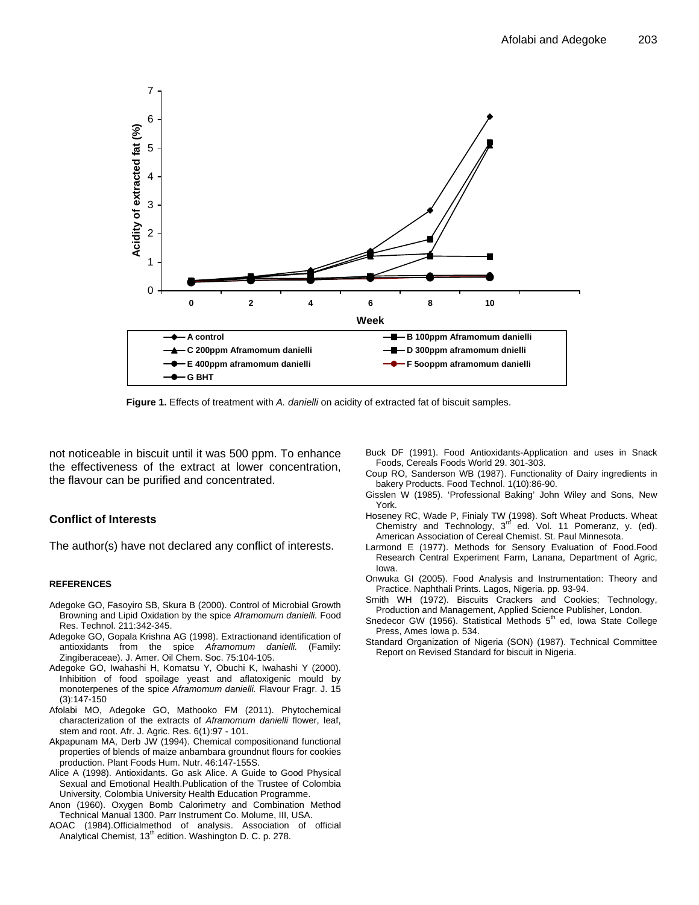7
6
5
4
3
2
1
0

Acidity of extracted fat (%)

0 2 4 6 8 10

Week

A control
B 100ppm Aframomum danielli
C 200ppm Aframomum danielli
D 300ppm aframomum dnielli
E 400ppm aframomum danielli
F 5ooppm aframomum danielli
G BHT

**Figure 1.** Effects of treatment with *A. danielli* on acidity of extracted fat of biscuit samples.

not noticeable in biscuit until it was 500 ppm. To enhance the effectiveness of the extract at lower concentration, the flavour can be purified and concentrated.

### Conflict of Interests

The author(s) have not declared any conflict of interests.

#### REFERENCES

Adegoke GO, Fasoyiro SB, Skura B (2000). Control of Microbial Growth Browning and Lipid Oxidation by the spice *Aframomum danielli.* Food Res. Technol. 211:342-345.

Adegoke GO, Gopala Krishna AG (1998). Extractionand identification of antioxidants from the spice *Aframomum danielli.* (Family: Zingiberaceae). J. Amer. Oil Chem. Soc. 75:104-105.

Adegoke GO, Iwahashi H, Komatsu Y, Obuchi K, Iwahashi Y (2000). Inhibition of food spoilage yeast and aflatoxigenic mould by monoterpenes of the spice *Aframomum danielli.* Flavour Fragr. J. 15 (3):147-150

Afolabi MO, Adegoke GO, Mathooko FM (2011). Phytochemical characterization of the extracts of *Aframomum danielli* flower, leaf, stem and root. Afr. J. Agric. Res. 6(1):97 - 101.

Akpapunam MA, Derb JW (1994). Chemical compositionand functional properties of blends of maize anbambara groundnut flours for cookies production. Plant Foods Hum. Nutr. 46:147-155S.

Alice A (1998). Antioxidants. Go ask Alice. A Guide to Good Physical Sexual and Emotional Health.Publication of the Trustee of Colombia University, Colombia University Health Education Programme.

Anon (1960). Oxygen Bomb Calorimetry and Combination Method Technical Manual 1300. Parr Instrument Co. Molume, III, USA.

AOAC (1984).Officialmethod of analysis. Association of official Analytical Chemist, 13th edition. Washington D. C. p. 278.

Buck DF (1991). Food Antioxidants-Application and uses in Snack Foods, Cereals Foods World 29. 301-303.

Coup RO, Sanderson WB (1987). Functionality of Dairy ingredients in bakery Products. Food Technol. 1(10):86-90.

Gisslen W (1985). 'Professional Baking' John Wiley and Sons, New York.

Hoseney RC, Wade P, Finialy TW (1998). Soft Wheat Products. Wheat Chemistry and Technology, 3rd ed. Vol. 11 Pomeranz, y. (ed). American Association of Cereal Chemist. St. Paul Minnesota.

Larmond E (1977). Methods for Sensory Evaluation of Food.Food Research Central Experiment Farm, Lanana, Department of Agric, Iowa.

Onwuka GI (2005). Food Analysis and Instrumentation: Theory and Practice. Naphthali Prints. Lagos, Nigeria. pp. 93-94.

Smith WH (1972). Biscuits Crackers and Cookies; Technology, Production and Management, Applied Science Publisher, London.

Snedecor GW (1956). Statistical Methods 5th ed, Iowa State College Press, Ames Iowa p. 534.

Standard Organization of Nigeria (SON) (1987). Technical Committee Report on Revised Standard for biscuit in Nigeria.